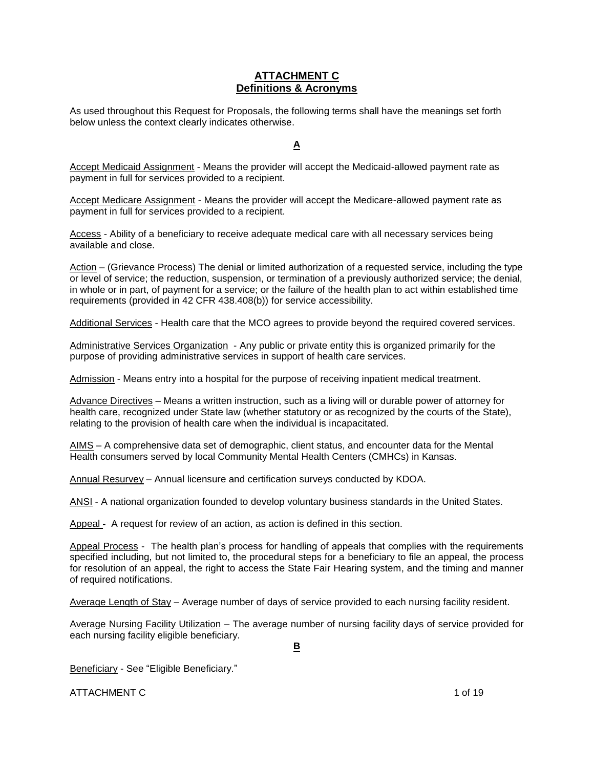# ATTACHMENT C
## Definitions & Acronyms

As used throughout this Request for Proposals, the following terms shall have the meanings set forth below unless the context clearly indicates otherwise.

### A

Accept Medicaid Assignment - Means the provider will accept the Medicaid-allowed payment rate as payment in full for services provided to a recipient.

Accept Medicare Assignment - Means the provider will accept the Medicare-allowed payment rate as payment in full for services provided to a recipient.

Access - Ability of a beneficiary to receive adequate medical care with all necessary services being available and close.

Action – (Grievance Process) The denial or limited authorization of a requested service, including the type or level of service; the reduction, suspension, or termination of a previously authorized service; the denial, in whole or in part, of payment for a service; or the failure of the health plan to act within established time requirements (provided in 42 CFR 438.408(b)) for service accessibility.

Additional Services - Health care that the MCO agrees to provide beyond the required covered services.

Administrative Services Organization - Any public or private entity this is organized primarily for the purpose of providing administrative services in support of health care services.

Admission - Means entry into a hospital for the purpose of receiving inpatient medical treatment.

Advance Directives – Means a written instruction, such as a living will or durable power of attorney for health care, recognized under State law (whether statutory or as recognized by the courts of the State), relating to the provision of health care when the individual is incapacitated.

AIMS – A comprehensive data set of demographic, client status, and encounter data for the Mental Health consumers served by local Community Mental Health Centers (CMHCs) in Kansas.

Annual Resurvey – Annual licensure and certification surveys conducted by KDOA.

ANSI - A national organization founded to develop voluntary business standards in the United States.

Appeal **-** A request for review of an action, as action is defined in this section.

Appeal Process - The health plan's process for handling of appeals that complies with the requirements specified including, but not limited to, the procedural steps for a beneficiary to file an appeal, the process for resolution of an appeal, the right to access the State Fair Hearing system, and the timing and manner of required notifications.

Average Length of Stay – Average number of days of service provided to each nursing facility resident.

Average Nursing Facility Utilization – The average number of nursing facility days of service provided for each nursing facility eligible beneficiary.

### B

Beneficiary - See "Eligible Beneficiary."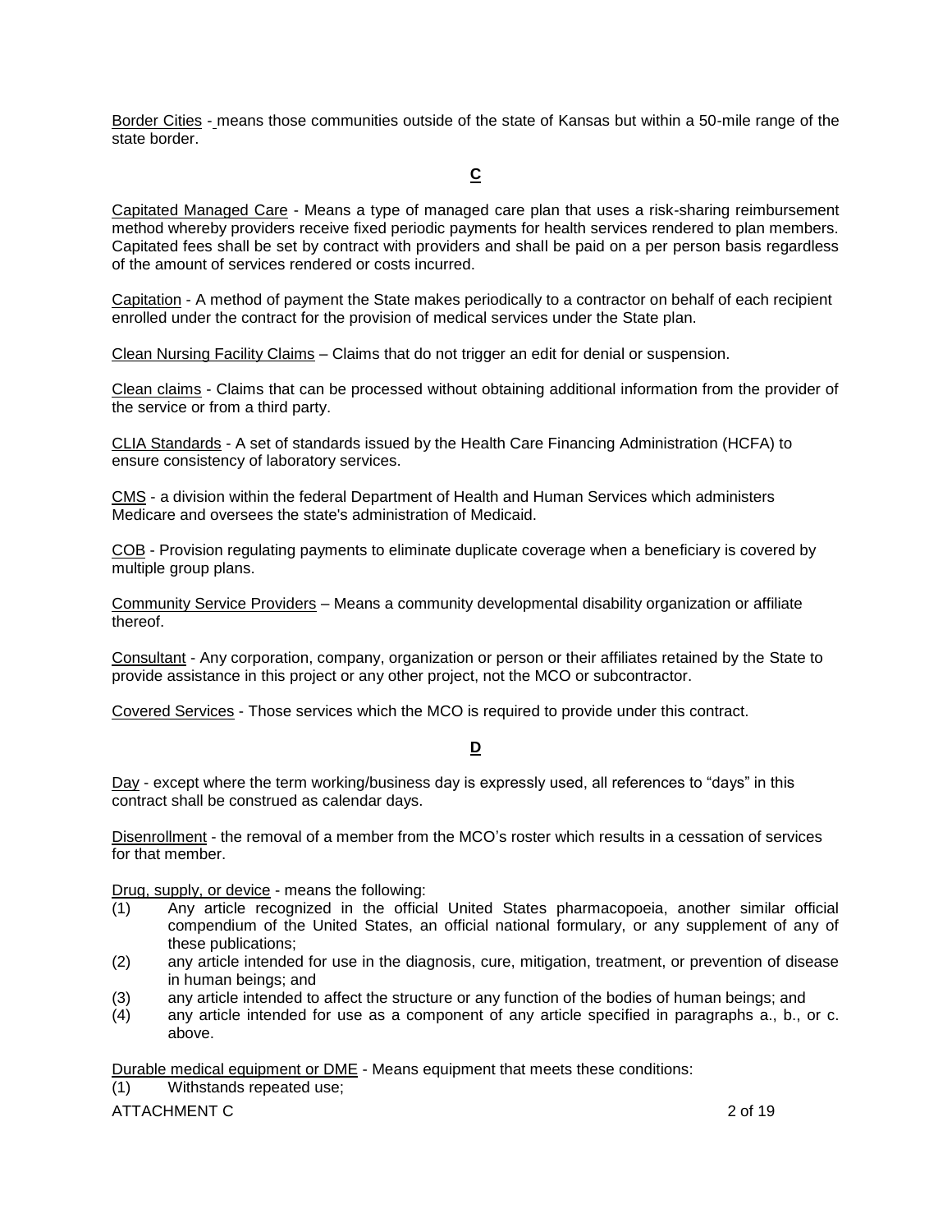Border Cities - means those communities outside of the state of Kansas but within a 50-mile range of the state border.

## C

Capitated Managed Care - Means a type of managed care plan that uses a risk-sharing reimbursement method whereby providers receive fixed periodic payments for health services rendered to plan members. Capitated fees shall be set by contract with providers and shall be paid on a per person basis regardless of the amount of services rendered or costs incurred.

Capitation - A method of payment the State makes periodically to a contractor on behalf of each recipient enrolled under the contract for the provision of medical services under the State plan.

Clean Nursing Facility Claims – Claims that do not trigger an edit for denial or suspension.

Clean claims - Claims that can be processed without obtaining additional information from the provider of the service or from a third party.

CLIA Standards - A set of standards issued by the Health Care Financing Administration (HCFA) to ensure consistency of laboratory services.

CMS - a division within the federal Department of Health and Human Services which administers Medicare and oversees the state's administration of Medicaid.

COB - Provision regulating payments to eliminate duplicate coverage when a beneficiary is covered by multiple group plans.

Community Service Providers – Means a community developmental disability organization or affiliate thereof.

Consultant - Any corporation, company, organization or person or their affiliates retained by the State to provide assistance in this project or any other project, not the MCO or subcontractor.

Covered Services - Those services which the MCO is required to provide under this contract.

## D

Day - except where the term working/business day is expressly used, all references to "days" in this contract shall be construed as calendar days.

Disenrollment - the removal of a member from the MCO's roster which results in a cessation of services for that member.

Drug, supply, or device - means the following:

(1) Any article recognized in the official United States pharmacopoeia, another similar official compendium of the United States, an official national formulary, or any supplement of any of these publications;
(2) any article intended for use in the diagnosis, cure, mitigation, treatment, or prevention of disease in human beings; and
(3) any article intended to affect the structure or any function of the bodies of human beings; and
(4) any article intended for use as a component of any article specified in paragraphs a., b., or c. above.

Durable medical equipment or DME - Means equipment that meets these conditions:

(1) Withstands repeated use;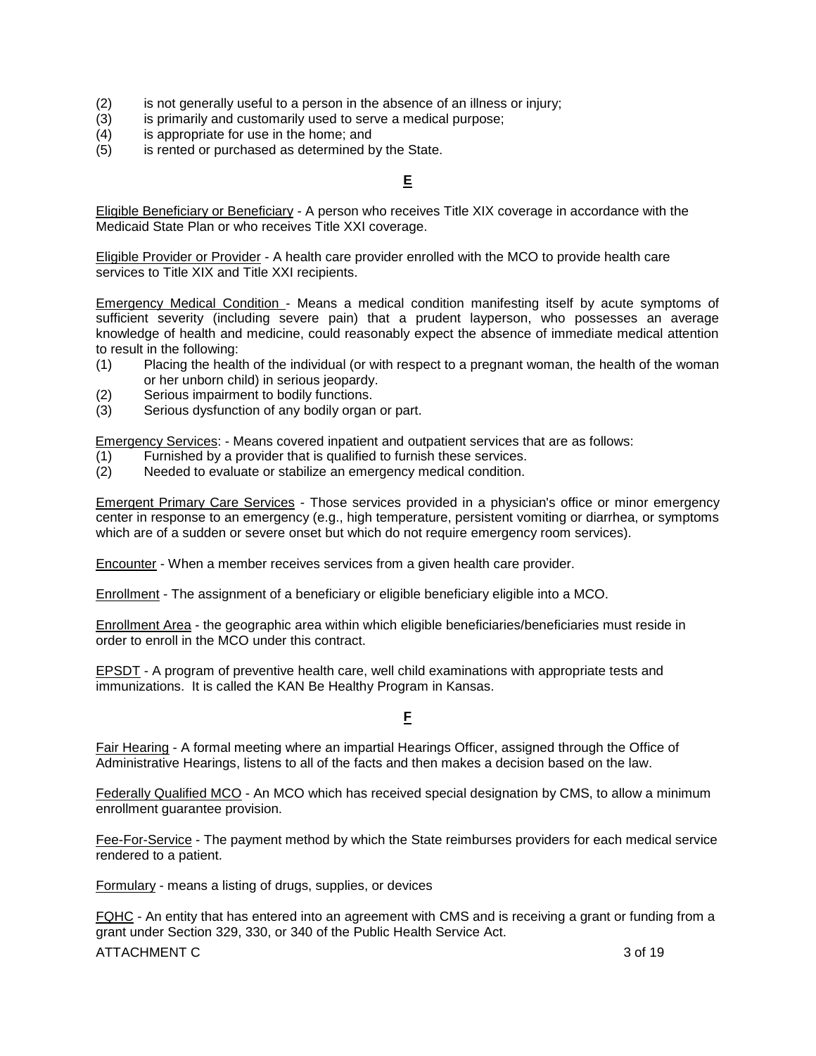(2) is not generally useful to a person in the absence of an illness or injury;
(3) is primarily and customarily used to serve a medical purpose;
(4) is appropriate for use in the home; and
(5) is rented or purchased as determined by the State.

## E

Eligible Beneficiary or Beneficiary - A person who receives Title XIX coverage in accordance with the Medicaid State Plan or who receives Title XXI coverage.

Eligible Provider or Provider - A health care provider enrolled with the MCO to provide health care services to Title XIX and Title XXI recipients.

Emergency Medical Condition - Means a medical condition manifesting itself by acute symptoms of sufficient severity (including severe pain) that a prudent layperson, who possesses an average knowledge of health and medicine, could reasonably expect the absence of immediate medical attention to result in the following:

(1) Placing the health of the individual (or with respect to a pregnant woman, the health of the woman or her unborn child) in serious jeopardy.
(2) Serious impairment to bodily functions.
(3) Serious dysfunction of any bodily organ or part.

Emergency Services: - Means covered inpatient and outpatient services that are as follows:

(1) Furnished by a provider that is qualified to furnish these services.
(2) Needed to evaluate or stabilize an emergency medical condition.

Emergent Primary Care Services - Those services provided in a physician's office or minor emergency center in response to an emergency (e.g., high temperature, persistent vomiting or diarrhea, or symptoms which are of a sudden or severe onset but which do not require emergency room services).

Encounter - When a member receives services from a given health care provider.

Enrollment - The assignment of a beneficiary or eligible beneficiary eligible into a MCO.

Enrollment Area - the geographic area within which eligible beneficiaries/beneficiaries must reside in order to enroll in the MCO under this contract.

EPSDT - A program of preventive health care, well child examinations with appropriate tests and immunizations. It is called the KAN Be Healthy Program in Kansas.

## F

Fair Hearing - A formal meeting where an impartial Hearings Officer, assigned through the Office of Administrative Hearings, listens to all of the facts and then makes a decision based on the law.

Federally Qualified MCO - An MCO which has received special designation by CMS, to allow a minimum enrollment guarantee provision.

Fee-For-Service - The payment method by which the State reimburses providers for each medical service rendered to a patient.

Formulary - means a listing of drugs, supplies, or devices

FQHC - An entity that has entered into an agreement with CMS and is receiving a grant or funding from a grant under Section 329, 330, or 340 of the Public Health Service Act.

ATTACHMENT C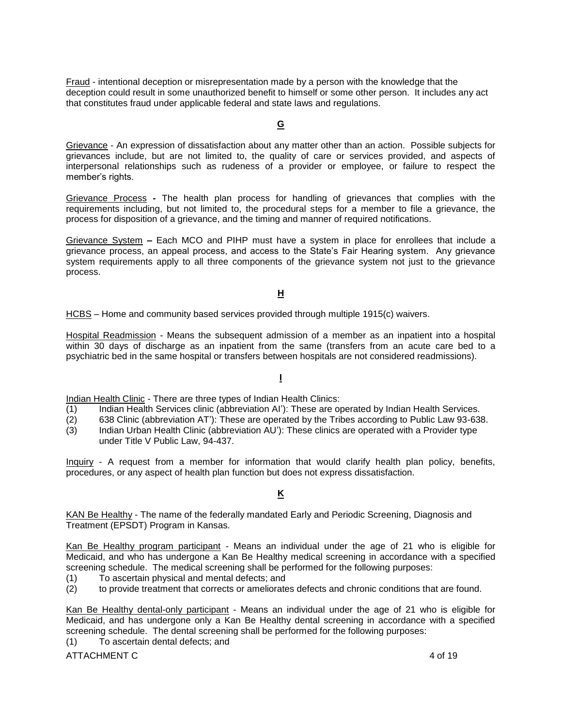Fraud - intentional deception or misrepresentation made by a person with the knowledge that the deception could result in some unauthorized benefit to himself or some other person. It includes any act that constitutes fraud under applicable federal and state laws and regulations.

## G

Grievance - An expression of dissatisfaction about any matter other than an action. Possible subjects for grievances include, but are not limited to, the quality of care or services provided, and aspects of interpersonal relationships such as rudeness of a provider or employee, or failure to respect the member's rights.

Grievance Process **-** The health plan process for handling of grievances that complies with the requirements including, but not limited to, the procedural steps for a member to file a grievance, the process for disposition of a grievance, and the timing and manner of required notifications.

Grievance System **–** Each MCO and PIHP must have a system in place for enrollees that include a grievance process, an appeal process, and access to the State's Fair Hearing system. Any grievance system requirements apply to all three components of the grievance system not just to the grievance process.

## H

HCBS – Home and community based services provided through multiple 1915(c) waivers.

Hospital Readmission - Means the subsequent admission of a member as an inpatient into a hospital within 30 days of discharge as an inpatient from the same (transfers from an acute care bed to a psychiatric bed in the same hospital or transfers between hospitals are not considered readmissions).

## I

Indian Health Clinic - There are three types of Indian Health Clinics:

(1) Indian Health Services clinic (abbreviation AI'): These are operated by Indian Health Services.
(2) 638 Clinic (abbreviation AT'): These are operated by the Tribes according to Public Law 93-638.
(3) Indian Urban Health Clinic (abbreviation AU'): These clinics are operated with a Provider type under Title V Public Law, 94-437.

Inquiry - A request from a member for information that would clarify health plan policy, benefits, procedures, or any aspect of health plan function but does not express dissatisfaction.

## K

KAN Be Healthy - The name of the federally mandated Early and Periodic Screening, Diagnosis and Treatment (EPSDT) Program in Kansas.

Kan Be Healthy program participant - Means an individual under the age of 21 who is eligible for Medicaid, and who has undergone a Kan Be Healthy medical screening in accordance with a specified screening schedule. The medical screening shall be performed for the following purposes:

(1) To ascertain physical and mental defects; and
(2) to provide treatment that corrects or ameliorates defects and chronic conditions that are found.

Kan Be Healthy dental-only participant - Means an individual under the age of 21 who is eligible for Medicaid, and has undergone only a Kan Be Healthy dental screening in accordance with a specified screening schedule. The dental screening shall be performed for the following purposes:

(1) To ascertain dental defects; and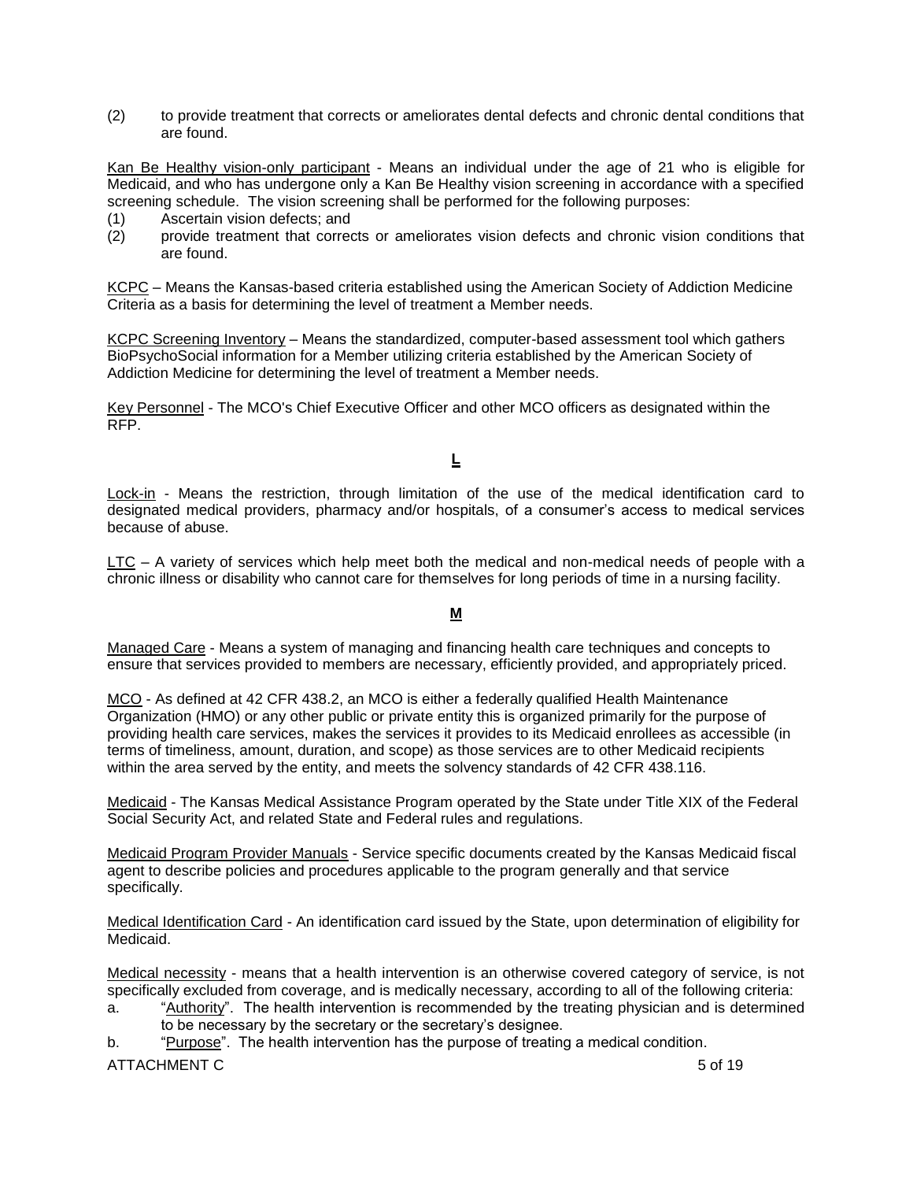(2) to provide treatment that corrects or ameliorates dental defects and chronic dental conditions that are found.

Kan Be Healthy vision-only participant - Means an individual under the age of 21 who is eligible for Medicaid, and who has undergone only a Kan Be Healthy vision screening in accordance with a specified screening schedule. The vision screening shall be performed for the following purposes:

(1) Ascertain vision defects; and
(2) provide treatment that corrects or ameliorates vision defects and chronic vision conditions that are found.

KCPC – Means the Kansas-based criteria established using the American Society of Addiction Medicine Criteria as a basis for determining the level of treatment a Member needs.

KCPC Screening Inventory – Means the standardized, computer-based assessment tool which gathers BioPsychoSocial information for a Member utilizing criteria established by the American Society of Addiction Medicine for determining the level of treatment a Member needs.

Key Personnel - The MCO's Chief Executive Officer and other MCO officers as designated within the RFP.

## L

Lock-in - Means the restriction, through limitation of the use of the medical identification card to designated medical providers, pharmacy and/or hospitals, of a consumer's access to medical services because of abuse.

LTC – A variety of services which help meet both the medical and non-medical needs of people with a chronic illness or disability who cannot care for themselves for long periods of time in a nursing facility.

## M

Managed Care - Means a system of managing and financing health care techniques and concepts to ensure that services provided to members are necessary, efficiently provided, and appropriately priced.

MCO - As defined at 42 CFR 438.2, an MCO is either a federally qualified Health Maintenance Organization (HMO) or any other public or private entity this is organized primarily for the purpose of providing health care services, makes the services it provides to its Medicaid enrollees as accessible (in terms of timeliness, amount, duration, and scope) as those services are to other Medicaid recipients within the area served by the entity, and meets the solvency standards of 42 CFR 438.116.

Medicaid - The Kansas Medical Assistance Program operated by the State under Title XIX of the Federal Social Security Act, and related State and Federal rules and regulations.

Medicaid Program Provider Manuals - Service specific documents created by the Kansas Medicaid fiscal agent to describe policies and procedures applicable to the program generally and that service specifically.

Medical Identification Card - An identification card issued by the State, upon determination of eligibility for Medicaid.

Medical necessity - means that a health intervention is an otherwise covered category of service, is not specifically excluded from coverage, and is medically necessary, according to all of the following criteria:

a. "Authority". The health intervention is recommended by the treating physician and is determined to be necessary by the secretary or the secretary's designee.
b. "Purpose". The health intervention has the purpose of treating a medical condition.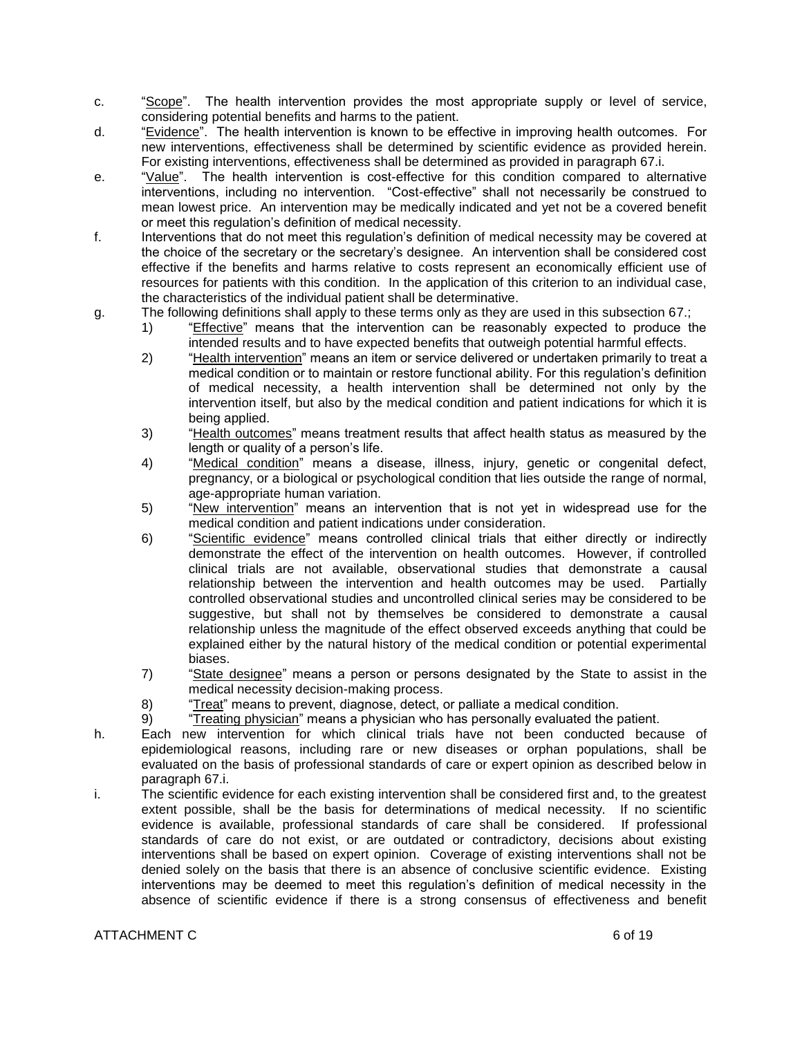c. "Scope". The health intervention provides the most appropriate supply or level of service, considering potential benefits and harms to the patient.

d. "Evidence". The health intervention is known to be effective in improving health outcomes. For new interventions, effectiveness shall be determined by scientific evidence as provided herein. For existing interventions, effectiveness shall be determined as provided in paragraph 67.i.

e. "Value". The health intervention is cost-effective for this condition compared to alternative interventions, including no intervention. "Cost-effective" shall not necessarily be construed to mean lowest price. An intervention may be medically indicated and yet not be a covered benefit or meet this regulation's definition of medical necessity.

f. Interventions that do not meet this regulation's definition of medical necessity may be covered at the choice of the secretary or the secretary's designee. An intervention shall be considered cost effective if the benefits and harms relative to costs represent an economically efficient use of resources for patients with this condition. In the application of this criterion to an individual case, the characteristics of the individual patient shall be determinative.

g. The following definitions shall apply to these terms only as they are used in this subsection 67.;

   1) "Effective" means that the intervention can be reasonably expected to produce the intended results and to have expected benefits that outweigh potential harmful effects.
   2) "Health intervention" means an item or service delivered or undertaken primarily to treat a medical condition or to maintain or restore functional ability. For this regulation's definition of medical necessity, a health intervention shall be determined not only by the intervention itself, but also by the medical condition and patient indications for which it is being applied.
   3) "Health outcomes" means treatment results that affect health status as measured by the length or quality of a person's life.
   4) "Medical condition" means a disease, illness, injury, genetic or congenital defect, pregnancy, or a biological or psychological condition that lies outside the range of normal, age-appropriate human variation.
   5) "New intervention" means an intervention that is not yet in widespread use for the medical condition and patient indications under consideration.
   6) "Scientific evidence" means controlled clinical trials that either directly or indirectly demonstrate the effect of the intervention on health outcomes. However, if controlled clinical trials are not available, observational studies that demonstrate a causal relationship between the intervention and health outcomes may be used. Partially controlled observational studies and uncontrolled clinical series may be considered to be suggestive, but shall not by themselves be considered to demonstrate a causal relationship unless the magnitude of the effect observed exceeds anything that could be explained either by the natural history of the medical condition or potential experimental biases.
   7) "State designee" means a person or persons designated by the State to assist in the medical necessity decision-making process.
   8) "Treat" means to prevent, diagnose, detect, or palliate a medical condition.
   9) "Treating physician" means a physician who has personally evaluated the patient.

h. Each new intervention for which clinical trials have not been conducted because of epidemiological reasons, including rare or new diseases or orphan populations, shall be evaluated on the basis of professional standards of care or expert opinion as described below in paragraph 67.i.

i. The scientific evidence for each existing intervention shall be considered first and, to the greatest extent possible, shall be the basis for determinations of medical necessity. If no scientific evidence is available, professional standards of care shall be considered. If professional standards of care do not exist, or are outdated or contradictory, decisions about existing interventions shall be based on expert opinion. Coverage of existing interventions shall not be denied solely on the basis that there is an absence of conclusive scientific evidence. Existing interventions may be deemed to meet this regulation's definition of medical necessity in the absence of scientific evidence if there is a strong consensus of effectiveness and benefit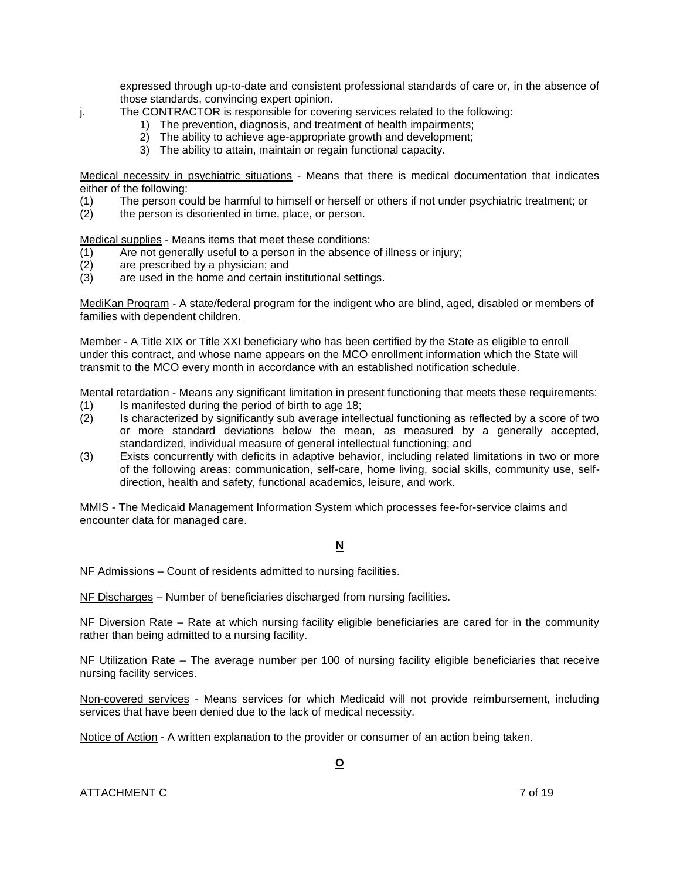expressed through up-to-date and consistent professional standards of care or, in the absence of those standards, convincing expert opinion.

j. The CONTRACTOR is responsible for covering services related to the following:
   1) The prevention, diagnosis, and treatment of health impairments;
   2) The ability to achieve age-appropriate growth and development;
   3) The ability to attain, maintain or regain functional capacity.

<u>Medical necessity in psychiatric situations</u> - Means that there is medical documentation that indicates either of the following:

(1) The person could be harmful to himself or herself or others if not under psychiatric treatment; or
(2) the person is disoriented in time, place, or person.

<u>Medical supplies</u> - Means items that meet these conditions:

(1) Are not generally useful to a person in the absence of illness or injury;
(2) are prescribed by a physician; and
(3) are used in the home and certain institutional settings.

<u>MediKan Program</u> - A state/federal program for the indigent who are blind, aged, disabled or members of families with dependent children.

<u>Member</u> - A Title XIX or Title XXI beneficiary who has been certified by the State as eligible to enroll under this contract, and whose name appears on the MCO enrollment information which the State will transmit to the MCO every month in accordance with an established notification schedule.

<u>Mental retardation</u> - Means any significant limitation in present functioning that meets these requirements:

(1) Is manifested during the period of birth to age 18;
(2) Is characterized by significantly sub average intellectual functioning as reflected by a score of two or more standard deviations below the mean, as measured by a generally accepted, standardized, individual measure of general intellectual functioning; and
(3) Exists concurrently with deficits in adaptive behavior, including related limitations in two or more of the following areas: communication, self-care, home living, social skills, community use, self-direction, health and safety, functional academics, leisure, and work.

<u>MMIS</u> - The Medicaid Management Information System which processes fee-for-service claims and encounter data for managed care.

## N

<u>NF Admissions</u> – Count of residents admitted to nursing facilities.

<u>NF Discharges</u> – Number of beneficiaries discharged from nursing facilities.

<u>NF Diversion Rate</u> – Rate at which nursing facility eligible beneficiaries are cared for in the community rather than being admitted to a nursing facility.

<u>NF Utilization Rate</u> – The average number per 100 of nursing facility eligible beneficiaries that receive nursing facility services.

<u>Non-covered services</u> - Means services for which Medicaid will not provide reimbursement, including services that have been denied due to the lack of medical necessity.

<u>Notice of Action</u> - A written explanation to the provider or consumer of an action being taken.

## O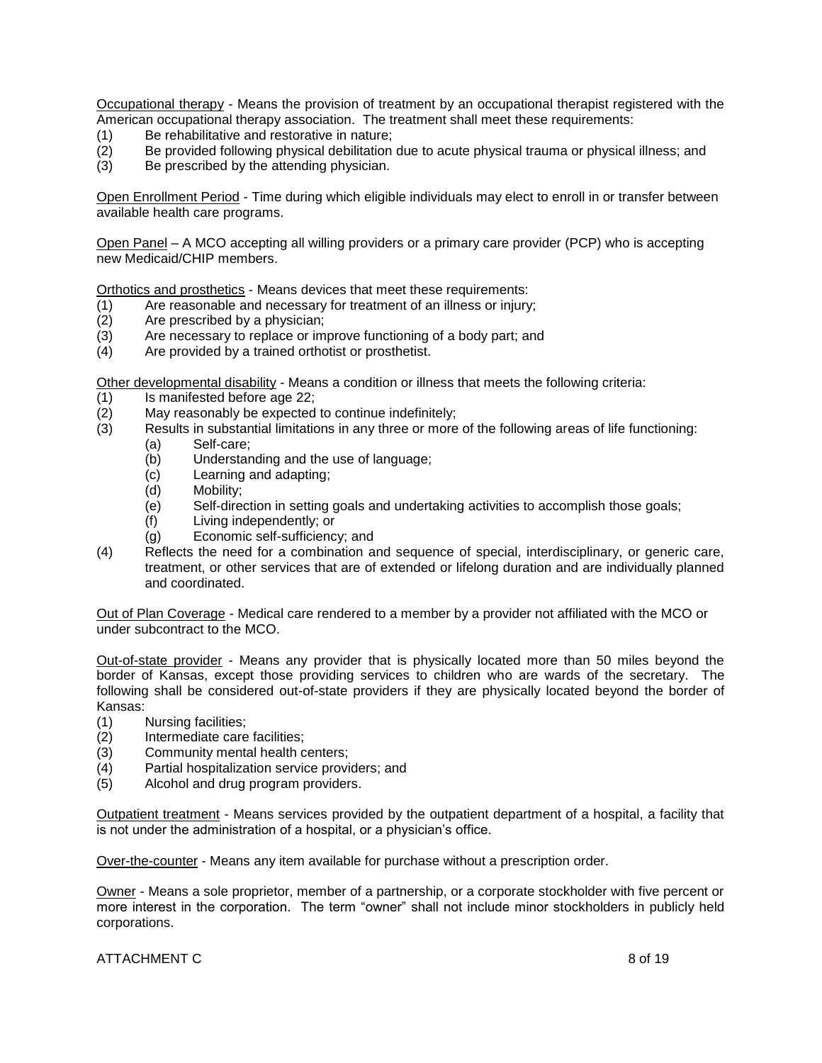<u>Occupational therapy</u> - Means the provision of treatment by an occupational therapist registered with the American occupational therapy association. The treatment shall meet these requirements:

(1) Be rehabilitative and restorative in nature;
(2) Be provided following physical debilitation due to acute physical trauma or physical illness; and
(3) Be prescribed by the attending physician.

<u>Open Enrollment Period</u> - Time during which eligible individuals may elect to enroll in or transfer between available health care programs.

<u>Open Panel</u> – A MCO accepting all willing providers or a primary care provider (PCP) who is accepting new Medicaid/CHIP members.

<u>Orthotics and prosthetics</u> - Means devices that meet these requirements:

(1) Are reasonable and necessary for treatment of an illness or injury;
(2) Are prescribed by a physician;
(3) Are necessary to replace or improve functioning of a body part; and
(4) Are provided by a trained orthotist or prosthetist.

<u>Other developmental disability</u> - Means a condition or illness that meets the following criteria:

(1) Is manifested before age 22;
(2) May reasonably be expected to continue indefinitely;
(3) Results in substantial limitations in any three or more of the following areas of life functioning:
    (a) Self-care;
    (b) Understanding and the use of language;
    (c) Learning and adapting;
    (d) Mobility;
    (e) Self-direction in setting goals and undertaking activities to accomplish those goals;
    (f) Living independently; or
    (g) Economic self-sufficiency; and
(4) Reflects the need for a combination and sequence of special, interdisciplinary, or generic care, treatment, or other services that are of extended or lifelong duration and are individually planned and coordinated.

<u>Out of Plan Coverage</u> - Medical care rendered to a member by a provider not affiliated with the MCO or under subcontract to the MCO.

<u>Out-of-state provider</u> - Means any provider that is physically located more than 50 miles beyond the border of Kansas, except those providing services to children who are wards of the secretary. The following shall be considered out-of-state providers if they are physically located beyond the border of Kansas:

(1) Nursing facilities;
(2) Intermediate care facilities;
(3) Community mental health centers;
(4) Partial hospitalization service providers; and
(5) Alcohol and drug program providers.

<u>Outpatient treatment</u> - Means services provided by the outpatient department of a hospital, a facility that is not under the administration of a hospital, or a physician's office.

<u>Over-the-counter</u> - Means any item available for purchase without a prescription order.

<u>Owner</u> - Means a sole proprietor, member of a partnership, or a corporate stockholder with five percent or more interest in the corporation. The term "owner" shall not include minor stockholders in publicly held corporations.

ATTACHMENT C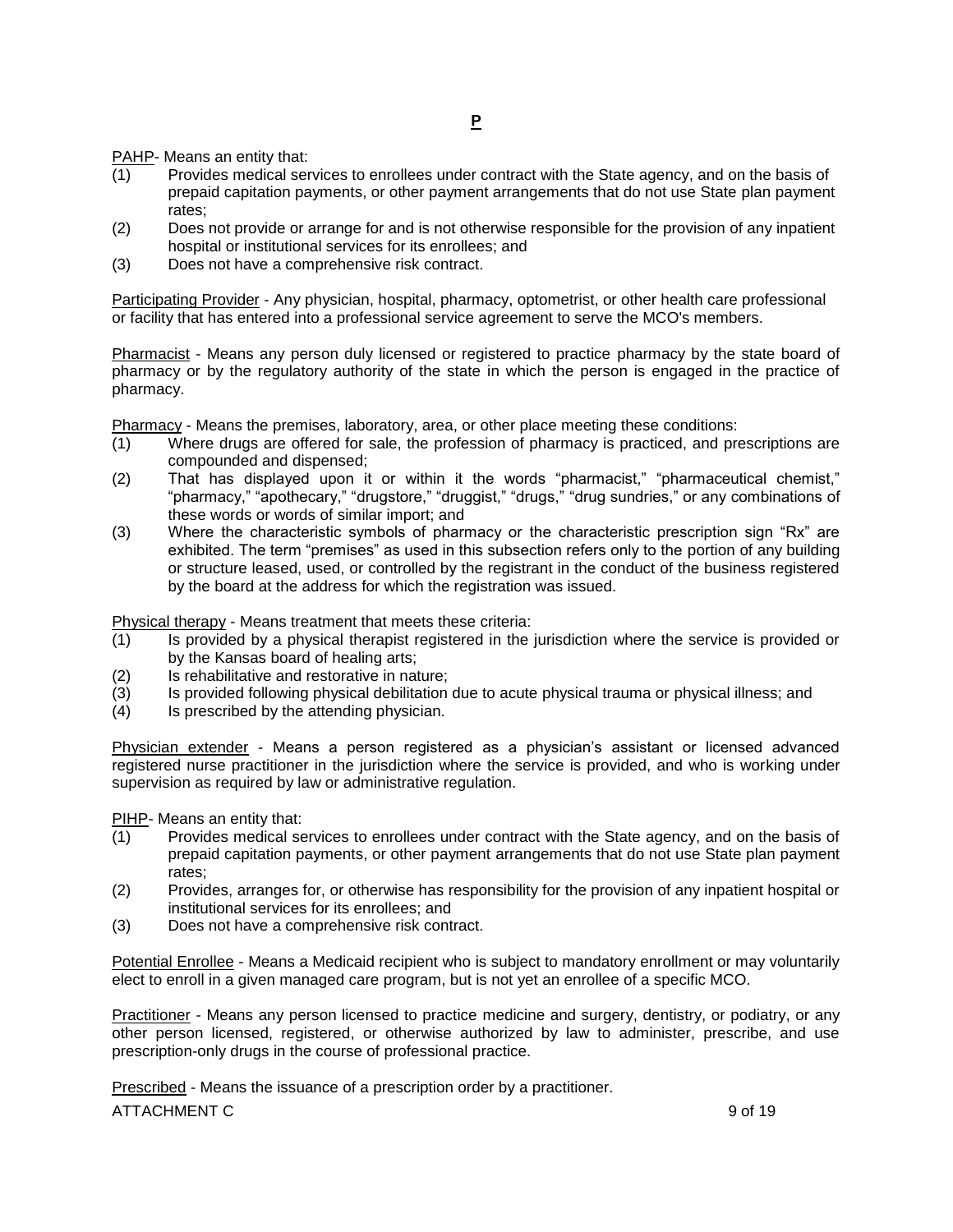## P

PAHP- Means an entity that:

(1) Provides medical services to enrollees under contract with the State agency, and on the basis of prepaid capitation payments, or other payment arrangements that do not use State plan payment rates;
(2) Does not provide or arrange for and is not otherwise responsible for the provision of any inpatient hospital or institutional services for its enrollees; and
(3) Does not have a comprehensive risk contract.

Participating Provider - Any physician, hospital, pharmacy, optometrist, or other health care professional or facility that has entered into a professional service agreement to serve the MCO's members.

Pharmacist - Means any person duly licensed or registered to practice pharmacy by the state board of pharmacy or by the regulatory authority of the state in which the person is engaged in the practice of pharmacy.

Pharmacy - Means the premises, laboratory, area, or other place meeting these conditions:

(1) Where drugs are offered for sale, the profession of pharmacy is practiced, and prescriptions are compounded and dispensed;
(2) That has displayed upon it or within it the words "pharmacist," "pharmaceutical chemist," "pharmacy," "apothecary," "drugstore," "druggist," "drugs," "drug sundries," or any combinations of these words or words of similar import; and
(3) Where the characteristic symbols of pharmacy or the characteristic prescription sign "Rx" are exhibited. The term "premises" as used in this subsection refers only to the portion of any building or structure leased, used, or controlled by the registrant in the conduct of the business registered by the board at the address for which the registration was issued.

Physical therapy - Means treatment that meets these criteria:

(1) Is provided by a physical therapist registered in the jurisdiction where the service is provided or by the Kansas board of healing arts;
(2) Is rehabilitative and restorative in nature;
(3) Is provided following physical debilitation due to acute physical trauma or physical illness; and
(4) Is prescribed by the attending physician.

Physician extender - Means a person registered as a physician's assistant or licensed advanced registered nurse practitioner in the jurisdiction where the service is provided, and who is working under supervision as required by law or administrative regulation.

PIHP- Means an entity that:

(1) Provides medical services to enrollees under contract with the State agency, and on the basis of prepaid capitation payments, or other payment arrangements that do not use State plan payment rates;
(2) Provides, arranges for, or otherwise has responsibility for the provision of any inpatient hospital or institutional services for its enrollees; and
(3) Does not have a comprehensive risk contract.

Potential Enrollee - Means a Medicaid recipient who is subject to mandatory enrollment or may voluntarily elect to enroll in a given managed care program, but is not yet an enrollee of a specific MCO.

Practitioner - Means any person licensed to practice medicine and surgery, dentistry, or podiatry, or any other person licensed, registered, or otherwise authorized by law to administer, prescribe, and use prescription-only drugs in the course of professional practice.

Prescribed - Means the issuance of a prescription order by a practitioner.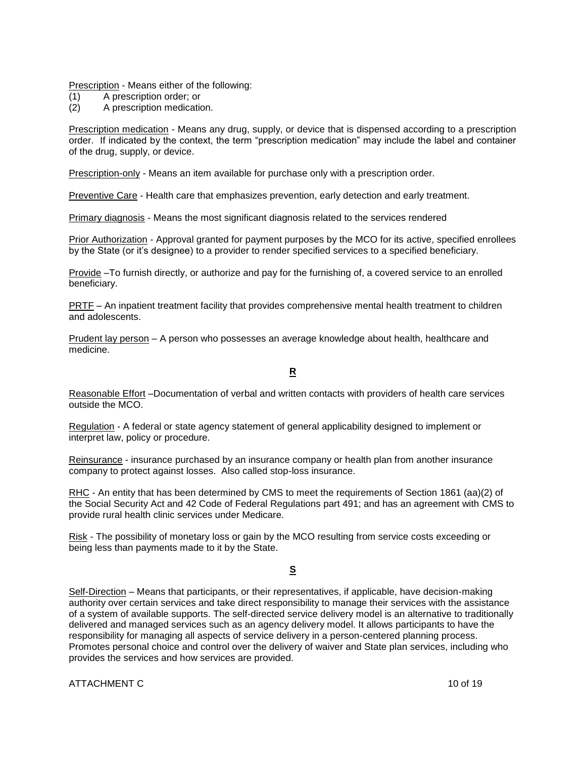Prescription - Means either of the following:
(1) A prescription order; or
(2) A prescription medication.

Prescription medication - Means any drug, supply, or device that is dispensed according to a prescription order. If indicated by the context, the term "prescription medication" may include the label and container of the drug, supply, or device.

Prescription-only - Means an item available for purchase only with a prescription order.

Preventive Care - Health care that emphasizes prevention, early detection and early treatment.

Primary diagnosis - Means the most significant diagnosis related to the services rendered

Prior Authorization - Approval granted for payment purposes by the MCO for its active, specified enrollees by the State (or it's designee) to a provider to render specified services to a specified beneficiary.

Provide –To furnish directly, or authorize and pay for the furnishing of, a covered service to an enrolled beneficiary.

PRTF – An inpatient treatment facility that provides comprehensive mental health treatment to children and adolescents.

Prudent lay person – A person who possesses an average knowledge about health, healthcare and medicine.

## R

Reasonable Effort –Documentation of verbal and written contacts with providers of health care services outside the MCO.

Regulation - A federal or state agency statement of general applicability designed to implement or interpret law, policy or procedure.

Reinsurance - insurance purchased by an insurance company or health plan from another insurance company to protect against losses. Also called stop-loss insurance.

RHC - An entity that has been determined by CMS to meet the requirements of Section 1861 (aa)(2) of the Social Security Act and 42 Code of Federal Regulations part 491; and has an agreement with CMS to provide rural health clinic services under Medicare.

Risk - The possibility of monetary loss or gain by the MCO resulting from service costs exceeding or being less than payments made to it by the State.

## S

Self-Direction – Means that participants, or their representatives, if applicable, have decision-making authority over certain services and take direct responsibility to manage their services with the assistance of a system of available supports. The self-directed service delivery model is an alternative to traditionally delivered and managed services such as an agency delivery model. It allows participants to have the responsibility for managing all aspects of service delivery in a person-centered planning process. Promotes personal choice and control over the delivery of waiver and State plan services, including who provides the services and how services are provided.

ATTACHMENT C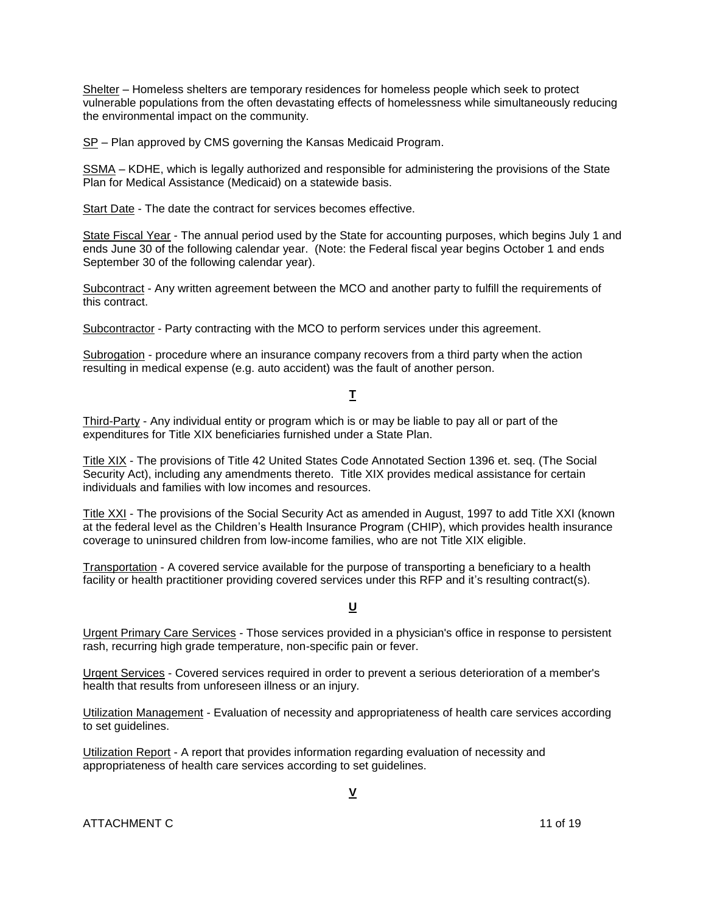Shelter – Homeless shelters are temporary residences for homeless people which seek to protect vulnerable populations from the often devastating effects of homelessness while simultaneously reducing the environmental impact on the community.

SP – Plan approved by CMS governing the Kansas Medicaid Program.

SSMA – KDHE, which is legally authorized and responsible for administering the provisions of the State Plan for Medical Assistance (Medicaid) on a statewide basis.

Start Date - The date the contract for services becomes effective.

State Fiscal Year - The annual period used by the State for accounting purposes, which begins July 1 and ends June 30 of the following calendar year. (Note: the Federal fiscal year begins October 1 and ends September 30 of the following calendar year).

Subcontract - Any written agreement between the MCO and another party to fulfill the requirements of this contract.

Subcontractor - Party contracting with the MCO to perform services under this agreement.

Subrogation - procedure where an insurance company recovers from a third party when the action resulting in medical expense (e.g. auto accident) was the fault of another person.

**T**

Third-Party - Any individual entity or program which is or may be liable to pay all or part of the expenditures for Title XIX beneficiaries furnished under a State Plan.

Title XIX - The provisions of Title 42 United States Code Annotated Section 1396 et. seq. (The Social Security Act), including any amendments thereto. Title XIX provides medical assistance for certain individuals and families with low incomes and resources.

Title XXI - The provisions of the Social Security Act as amended in August, 1997 to add Title XXI (known at the federal level as the Children's Health Insurance Program (CHIP), which provides health insurance coverage to uninsured children from low-income families, who are not Title XIX eligible.

Transportation - A covered service available for the purpose of transporting a beneficiary to a health facility or health practitioner providing covered services under this RFP and it's resulting contract(s).

**U**

Urgent Primary Care Services - Those services provided in a physician's office in response to persistent rash, recurring high grade temperature, non-specific pain or fever.

Urgent Services - Covered services required in order to prevent a serious deterioration of a member's health that results from unforeseen illness or an injury.

Utilization Management - Evaluation of necessity and appropriateness of health care services according to set guidelines.

Utilization Report - A report that provides information regarding evaluation of necessity and appropriateness of health care services according to set guidelines.

**V**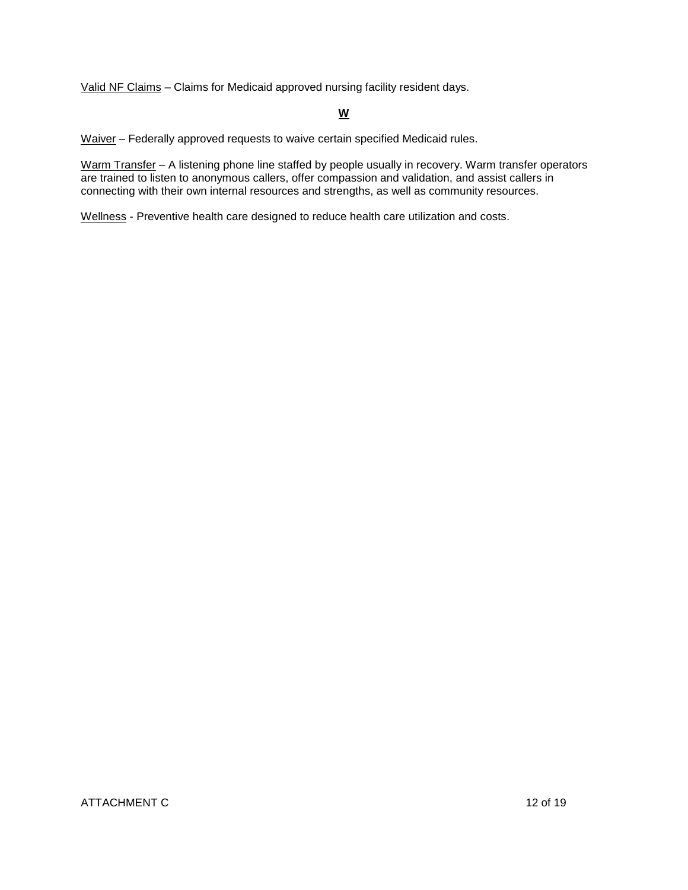Valid NF Claims – Claims for Medicaid approved nursing facility resident days.

**W**

Waiver – Federally approved requests to waive certain specified Medicaid rules.

Warm Transfer – A listening phone line staffed by people usually in recovery. Warm transfer operators are trained to listen to anonymous callers, offer compassion and validation, and assist callers in connecting with their own internal resources and strengths, as well as community resources.

Wellness - Preventive health care designed to reduce health care utilization and costs.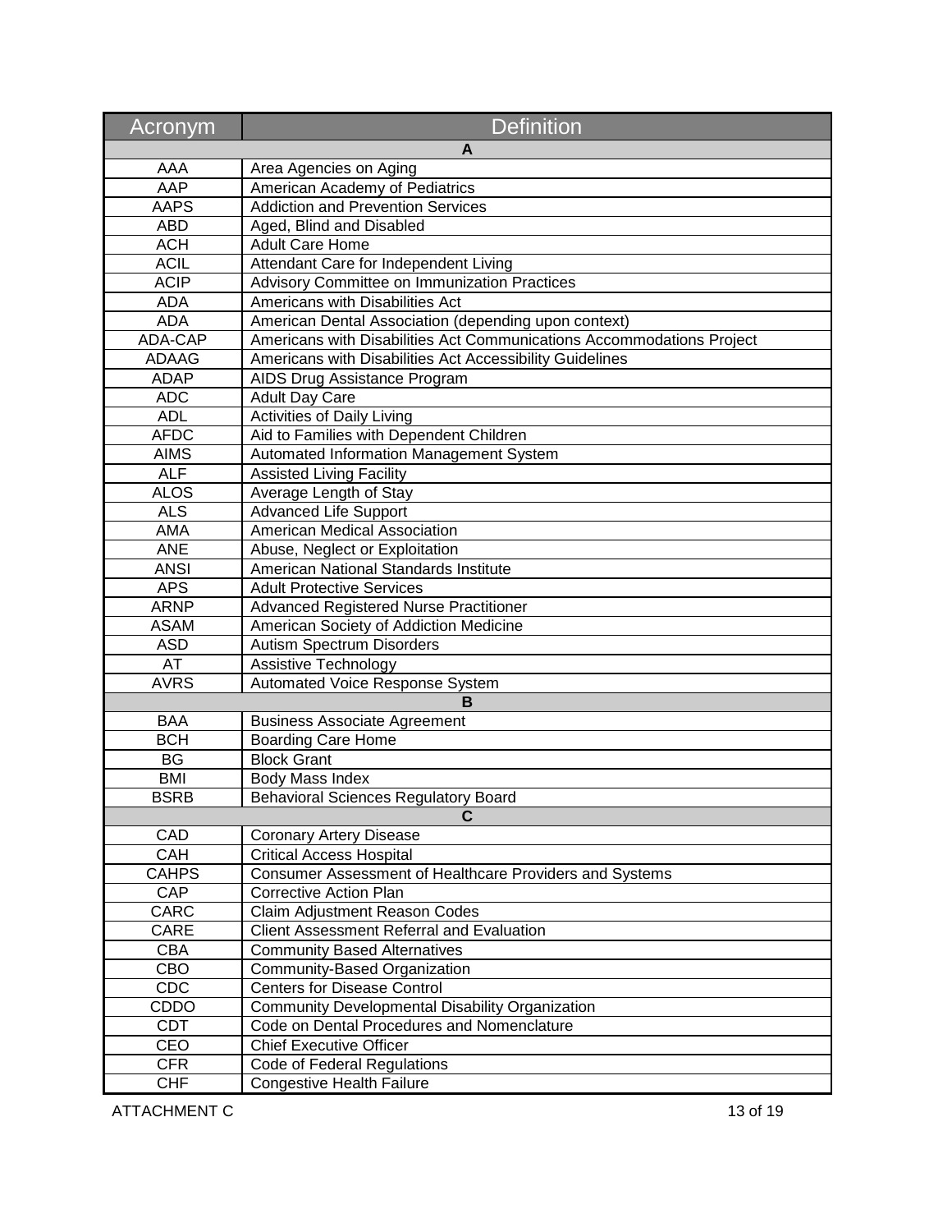| Acronym | Definition |
|---|---|
| **A** | |
| AAA | Area Agencies on Aging |
| AAP | American Academy of Pediatrics |
| AAPS | Addiction and Prevention Services |
| ABD | Aged, Blind and Disabled |
| ACH | Adult Care Home |
| ACIL | Attendant Care for Independent Living |
| ACIP | Advisory Committee on Immunization Practices |
| ADA | Americans with Disabilities Act |
| ADA | American Dental Association (depending upon context) |
| ADA-CAP | Americans with Disabilities Act Communications Accommodations Project |
| ADAAG | Americans with Disabilities Act Accessibility Guidelines |
| ADAP | AIDS Drug Assistance Program |
| ADC | Adult Day Care |
| ADL | Activities of Daily Living |
| AFDC | Aid to Families with Dependent Children |
| AIMS | Automated Information Management System |
| ALF | Assisted Living Facility |
| ALOS | Average Length of Stay |
| ALS | Advanced Life Support |
| AMA | American Medical Association |
| ANE | Abuse, Neglect or Exploitation |
| ANSI | American National Standards Institute |
| APS | Adult Protective Services |
| ARNP | Advanced Registered Nurse Practitioner |
| ASAM | American Society of Addiction Medicine |
| ASD | Autism Spectrum Disorders |
| AT | Assistive Technology |
| AVRS | Automated Voice Response System |
| **B** | |
| BAA | Business Associate Agreement |
| BCH | Boarding Care Home |
| BG | Block Grant |
| BMI | Body Mass Index |
| BSRB | Behavioral Sciences Regulatory Board |
| **C** | |
| CAD | Coronary Artery Disease |
| CAH | Critical Access Hospital |
| CAHPS | Consumer Assessment of Healthcare Providers and Systems |
| CAP | Corrective Action Plan |
| CARC | Claim Adjustment Reason Codes |
| CARE | Client Assessment Referral and Evaluation |
| CBA | Community Based Alternatives |
| CBO | Community-Based Organization |
| CDC | Centers for Disease Control |
| CDDO | Community Developmental Disability Organization |
| CDT | Code on Dental Procedures and Nomenclature |
| CEO | Chief Executive Officer |
| CFR | Code of Federal Regulations |
| CHF | Congestive Health Failure |

ATTACHMENT C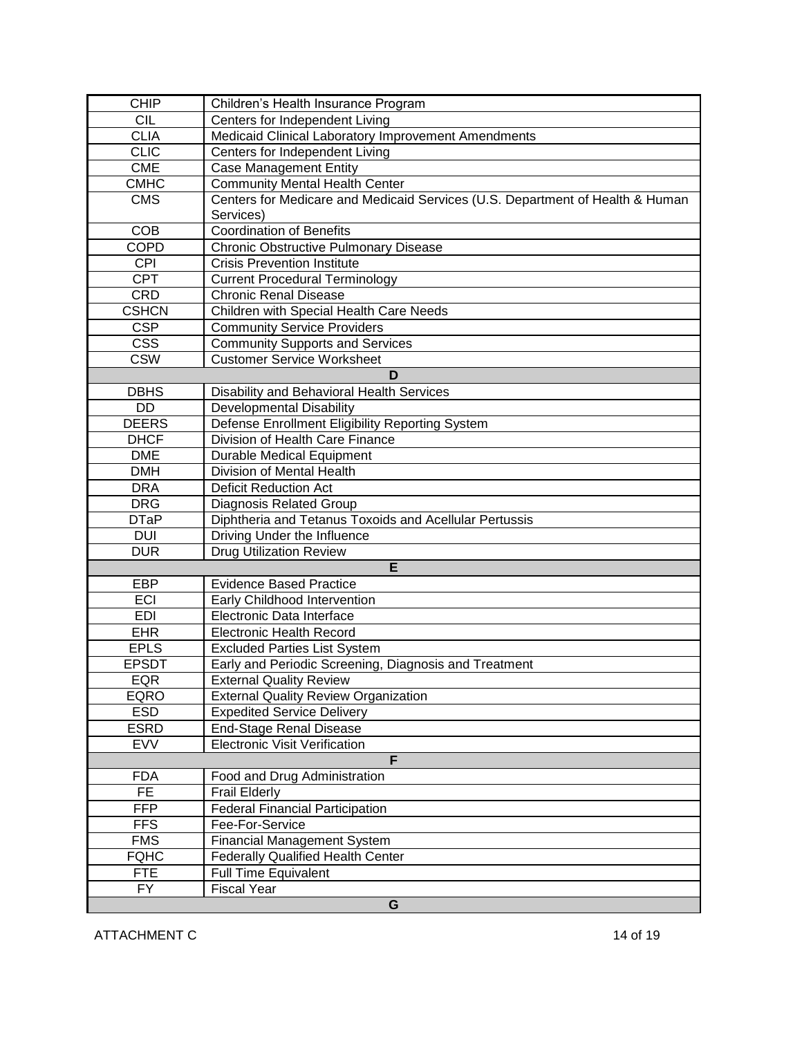| | |
|---|---|
| CHIP | Children's Health Insurance Program |
| CIL | Centers for Independent Living |
| CLIA | Medicaid Clinical Laboratory Improvement Amendments |
| CLIC | Centers for Independent Living |
| CME | Case Management Entity |
| CMHC | Community Mental Health Center |
| CMS | Centers for Medicare and Medicaid Services (U.S. Department of Health & Human Services) |
| COB | Coordination of Benefits |
| COPD | Chronic Obstructive Pulmonary Disease |
| CPI | Crisis Prevention Institute |
| CPT | Current Procedural Terminology |
| CRD | Chronic Renal Disease |
| CSHCN | Children with Special Health Care Needs |
| CSP | Community Service Providers |
| CSS | Community Supports and Services |
| CSW | Customer Service Worksheet |
| **D** | |
| DBHS | Disability and Behavioral Health Services |
| DD | Developmental Disability |
| DEERS | Defense Enrollment Eligibility Reporting System |
| DHCF | Division of Health Care Finance |
| DME | Durable Medical Equipment |
| DMH | Division of Mental Health |
| DRA | Deficit Reduction Act |
| DRG | Diagnosis Related Group |
| DTaP | Diphtheria and Tetanus Toxoids and Acellular Pertussis |
| DUI | Driving Under the Influence |
| DUR | Drug Utilization Review |
| **E** | |
| EBP | Evidence Based Practice |
| ECI | Early Childhood Intervention |
| EDI | Electronic Data Interface |
| EHR | Electronic Health Record |
| EPLS | Excluded Parties List System |
| EPSDT | Early and Periodic Screening, Diagnosis and Treatment |
| EQR | External Quality Review |
| EQRO | External Quality Review Organization |
| ESD | Expedited Service Delivery |
| ESRD | End-Stage Renal Disease |
| EVV | Electronic Visit Verification |
| **F** | |
| FDA | Food and Drug Administration |
| FE | Frail Elderly |
| FFP | Federal Financial Participation |
| FFS | Fee-For-Service |
| FMS | Financial Management System |
| FQHC | Federally Qualified Health Center |
| FTE | Full Time Equivalent |
| FY | Fiscal Year |
| **G** | |

ATTACHMENT C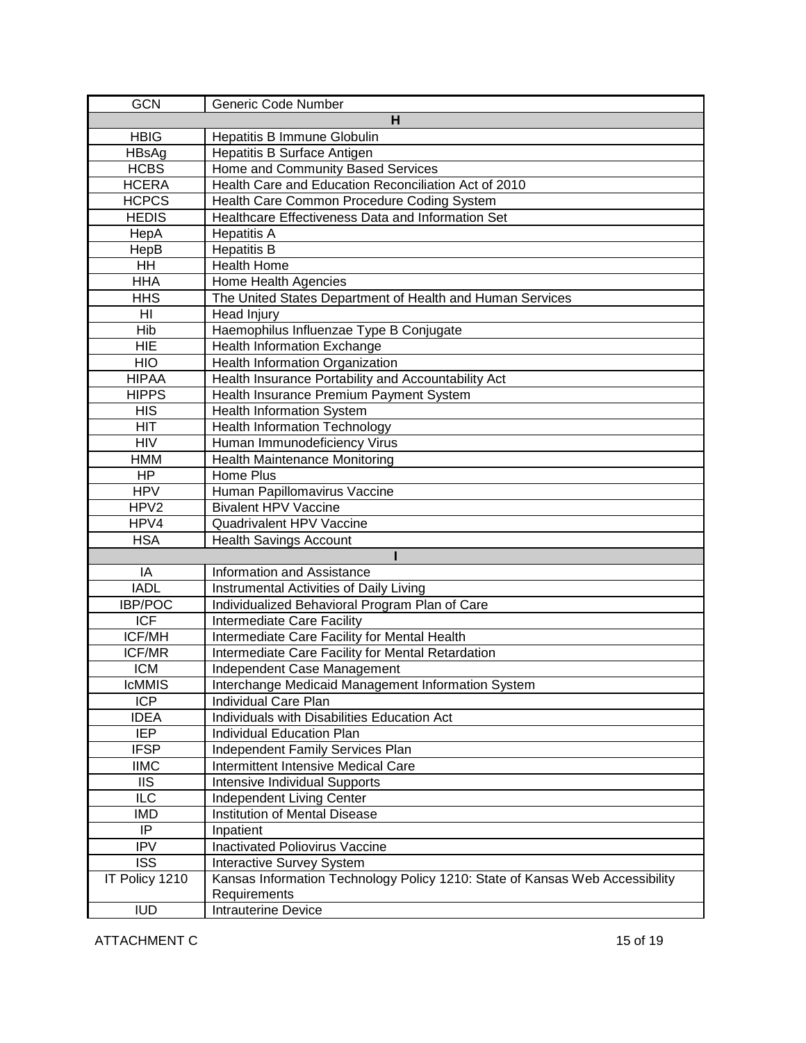| GCN | Generic Code Number |
| --- | --- |
| **H** | |
| HBIG | Hepatitis B Immune Globulin |
| HBsAg | Hepatitis B Surface Antigen |
| HCBS | Home and Community Based Services |
| HCERA | Health Care and Education Reconciliation Act of 2010 |
| HCPCS | Health Care Common Procedure Coding System |
| HEDIS | Healthcare Effectiveness Data and Information Set |
| HepA | Hepatitis A |
| HepB | Hepatitis B |
| HH | Health Home |
| HHA | Home Health Agencies |
| HHS | The United States Department of Health and Human Services |
| HI | Head Injury |
| Hib | Haemophilus Influenzae Type B Conjugate |
| HIE | Health Information Exchange |
| HIO | Health Information Organization |
| HIPAA | Health Insurance Portability and Accountability Act |
| HIPPS | Health Insurance Premium Payment System |
| HIS | Health Information System |
| HIT | Health Information Technology |
| HIV | Human Immunodeficiency Virus |
| HMM | Health Maintenance Monitoring |
| HP | Home Plus |
| HPV | Human Papillomavirus Vaccine |
| HPV2 | Bivalent HPV Vaccine |
| HPV4 | Quadrivalent HPV Vaccine |
| HSA | Health Savings Account |
| **I** | |
| IA | Information and Assistance |
| IADL | Instrumental Activities of Daily Living |
| IBP/POC | Individualized Behavioral Program Plan of Care |
| ICF | Intermediate Care Facility |
| ICF/MH | Intermediate Care Facility for Mental Health |
| ICF/MR | Intermediate Care Facility for Mental Retardation |
| ICM | Independent Case Management |
| IcMMIS | Interchange Medicaid Management Information System |
| ICP | Individual Care Plan |
| IDEA | Individuals with Disabilities Education Act |
| IEP | Individual Education Plan |
| IFSP | Independent Family Services Plan |
| IIMC | Intermittent Intensive Medical Care |
| IIS | Intensive Individual Supports |
| ILC | Independent Living Center |
| IMD | Institution of Mental Disease |
| IP | Inpatient |
| IPV | Inactivated Poliovirus Vaccine |
| ISS | Interactive Survey System |
| IT Policy 1210 | Kansas Information Technology Policy 1210: State of Kansas Web Accessibility Requirements |
| IUD | Intrauterine Device |

ATTACHMENT C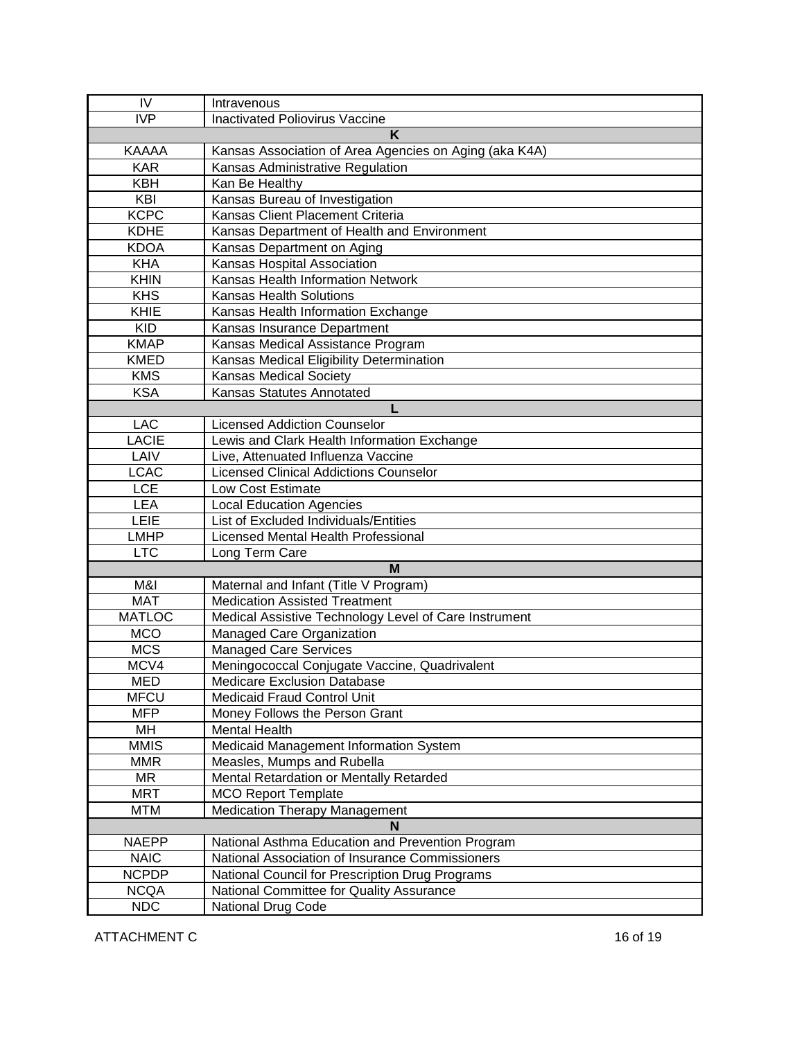| | |
|---|---|
| IV | Intravenous |
| IVP | Inactivated Poliovirus Vaccine |
| **K** | |
| KAAAA | Kansas Association of Area Agencies on Aging (aka K4A) |
| KAR | Kansas Administrative Regulation |
| KBH | Kan Be Healthy |
| KBI | Kansas Bureau of Investigation |
| KCPC | Kansas Client Placement Criteria |
| KDHE | Kansas Department of Health and Environment |
| KDOA | Kansas Department on Aging |
| KHA | Kansas Hospital Association |
| KHIN | Kansas Health Information Network |
| KHS | Kansas Health Solutions |
| KHIE | Kansas Health Information Exchange |
| KID | Kansas Insurance Department |
| KMAP | Kansas Medical Assistance Program |
| KMED | Kansas Medical Eligibility Determination |
| KMS | Kansas Medical Society |
| KSA | Kansas Statutes Annotated |
| **L** | |
| LAC | Licensed Addiction Counselor |
| LACIE | Lewis and Clark Health Information Exchange |
| LAIV | Live, Attenuated Influenza Vaccine |
| LCAC | Licensed Clinical Addictions Counselor |
| LCE | Low Cost Estimate |
| LEA | Local Education Agencies |
| LEIE | List of Excluded Individuals/Entities |
| LMHP | Licensed Mental Health Professional |
| LTC | Long Term Care |
| **M** | |
| M&I | Maternal and Infant (Title V Program) |
| MAT | Medication Assisted Treatment |
| MATLOC | Medical Assistive Technology Level of Care Instrument |
| MCO | Managed Care Organization |
| MCS | Managed Care Services |
| MCV4 | Meningococcal Conjugate Vaccine, Quadrivalent |
| MED | Medicare Exclusion Database |
| MFCU | Medicaid Fraud Control Unit |
| MFP | Money Follows the Person Grant |
| MH | Mental Health |
| MMIS | Medicaid Management Information System |
| MMR | Measles, Mumps and Rubella |
| MR | Mental Retardation or Mentally Retarded |
| MRT | MCO Report Template |
| MTM | Medication Therapy Management |
| **N** | |
| NAEPP | National Asthma Education and Prevention Program |
| NAIC | National Association of Insurance Commissioners |
| NCPDP | National Council for Prescription Drug Programs |
| NCQA | National Committee for Quality Assurance |
| NDC | National Drug Code |

ATTACHMENT C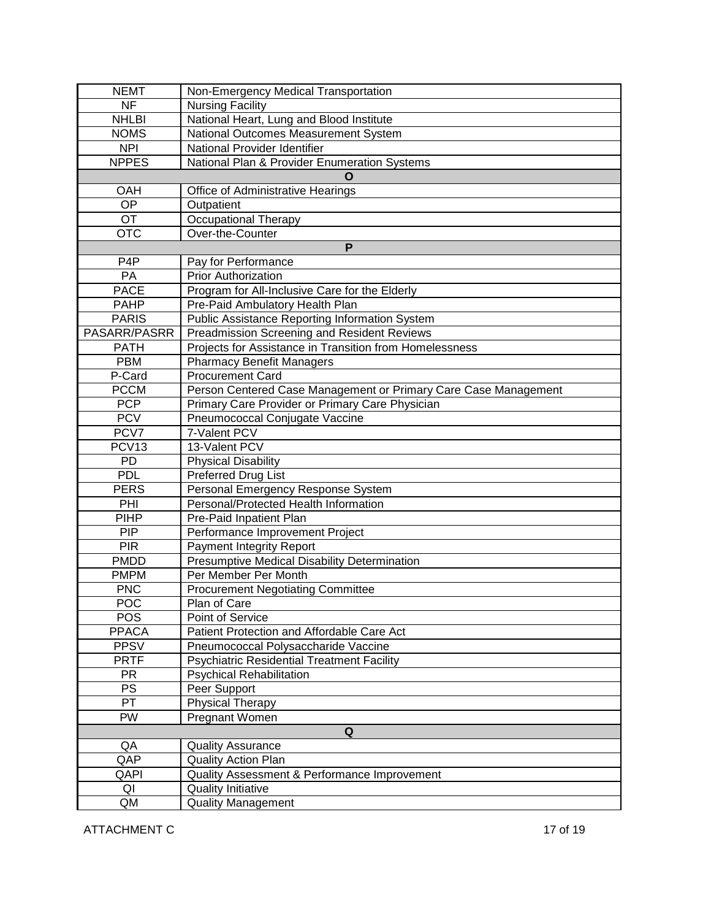| | |
|---|---|
| NEMT | Non-Emergency Medical Transportation |
| NF | Nursing Facility |
| NHLBI | National Heart, Lung and Blood Institute |
| NOMS | National Outcomes Measurement System |
| NPI | National Provider Identifier |
| NPPES | National Plan & Provider Enumeration Systems |
| **O** | |
| OAH | Office of Administrative Hearings |
| OP | Outpatient |
| OT | Occupational Therapy |
| OTC | Over-the-Counter |
| **P** | |
| P4P | Pay for Performance |
| PA | Prior Authorization |
| PACE | Program for All-Inclusive Care for the Elderly |
| PAHP | Pre-Paid Ambulatory Health Plan |
| PARIS | Public Assistance Reporting Information System |
| PASARR/PASRR | Preadmission Screening and Resident Reviews |
| PATH | Projects for Assistance in Transition from Homelessness |
| PBM | Pharmacy Benefit Managers |
| P-Card | Procurement Card |
| PCCM | Person Centered Case Management or Primary Care Case Management |
| PCP | Primary Care Provider or Primary Care Physician |
| PCV | Pneumococcal Conjugate Vaccine |
| PCV7 | 7-Valent PCV |
| PCV13 | 13-Valent PCV |
| PD | Physical Disability |
| PDL | Preferred Drug List |
| PERS | Personal Emergency Response System |
| PHI | Personal/Protected Health Information |
| PIHP | Pre-Paid Inpatient Plan |
| PIP | Performance Improvement Project |
| PIR | Payment Integrity Report |
| PMDD | Presumptive Medical Disability Determination |
| PMPM | Per Member Per Month |
| PNC | Procurement Negotiating Committee |
| POC | Plan of Care |
| POS | Point of Service |
| PPACA | Patient Protection and Affordable Care Act |
| PPSV | Pneumococcal Polysaccharide Vaccine |
| PRTF | Psychiatric Residential Treatment Facility |
| PR | Psychical Rehabilitation |
| PS | Peer Support |
| PT | Physical Therapy |
| PW | Pregnant Women |
| **Q** | |
| QA | Quality Assurance |
| QAP | Quality Action Plan |
| QAPI | Quality Assessment & Performance Improvement |
| QI | Quality Initiative |
| QM | Quality Management |

ATTACHMENT C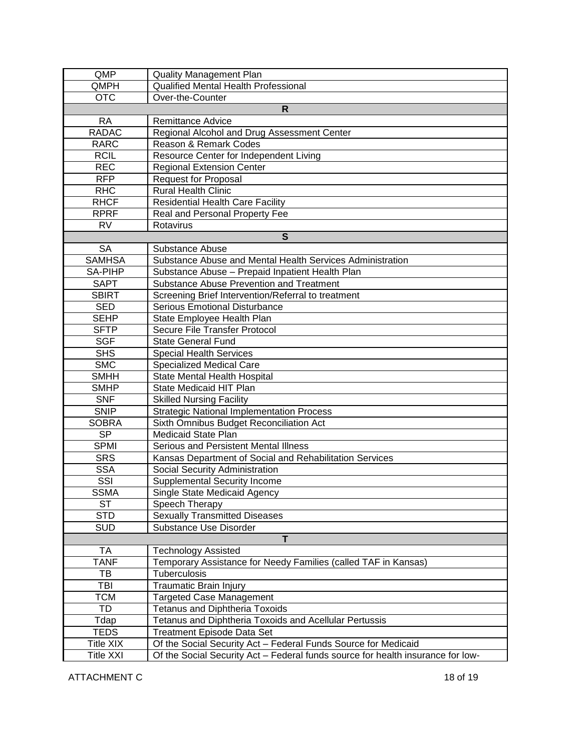| | |
|---|---|
| QMP | Quality Management Plan |
| QMPH | Qualified Mental Health Professional |
| OTC | Over-the-Counter |
| **R** | |
| RA | Remittance Advice |
| RADAC | Regional Alcohol and Drug Assessment Center |
| RARC | Reason & Remark Codes |
| RCIL | Resource Center for Independent Living |
| REC | Regional Extension Center |
| RFP | Request for Proposal |
| RHC | Rural Health Clinic |
| RHCF | Residential Health Care Facility |
| RPRF | Real and Personal Property Fee |
| RV | Rotavirus |
| **S** | |
| SA | Substance Abuse |
| SAMHSA | Substance Abuse and Mental Health Services Administration |
| SA-PIHP | Substance Abuse – Prepaid Inpatient Health Plan |
| SAPT | Substance Abuse Prevention and Treatment |
| SBIRT | Screening Brief Intervention/Referral to treatment |
| SED | Serious Emotional Disturbance |
| SEHP | State Employee Health Plan |
| SFTP | Secure File Transfer Protocol |
| SGF | State General Fund |
| SHS | Special Health Services |
| SMC | Specialized Medical Care |
| SMHH | State Mental Health Hospital |
| SMHP | State Medicaid HIT Plan |
| SNF | Skilled Nursing Facility |
| SNIP | Strategic National Implementation Process |
| SOBRA | Sixth Omnibus Budget Reconciliation Act |
| SP | Medicaid State Plan |
| SPMI | Serious and Persistent Mental Illness |
| SRS | Kansas Department of Social and Rehabilitation Services |
| SSA | Social Security Administration |
| SSI | Supplemental Security Income |
| SSMA | Single State Medicaid Agency |
| ST | Speech Therapy |
| STD | Sexually Transmitted Diseases |
| SUD | Substance Use Disorder |
| **T** | |
| TA | Technology Assisted |
| TANF | Temporary Assistance for Needy Families (called TAF in Kansas) |
| TB | Tuberculosis |
| TBI | Traumatic Brain Injury |
| TCM | Targeted Case Management |
| TD | Tetanus and Diphtheria Toxoids |
| Tdap | Tetanus and Diphtheria Toxoids and Acellular Pertussis |
| TEDS | Treatment Episode Data Set |
| Title XIX | Of the Social Security Act – Federal Funds Source for Medicaid |
| Title XXI | Of the Social Security Act – Federal funds source for health insurance for low- |

ATTACHMENT C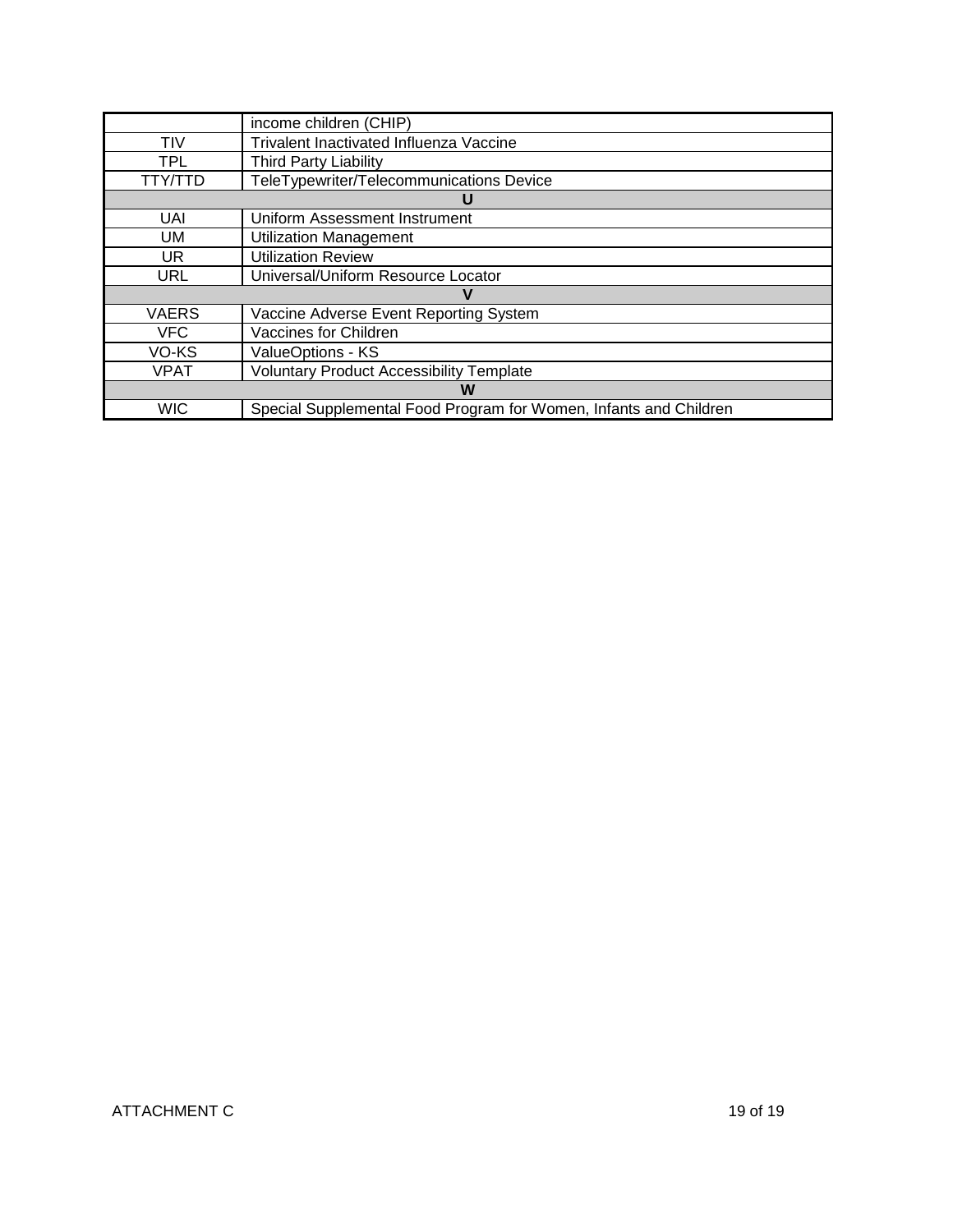| | |
|---|---|
| | income children (CHIP) |
| TIV | Trivalent Inactivated Influenza Vaccine |
| TPL | Third Party Liability |
| TTY/TTD | TeleTypewriter/Telecommunications Device |
| **U** | |
| UAI | Uniform Assessment Instrument |
| UM | Utilization Management |
| UR | Utilization Review |
| URL | Universal/Uniform Resource Locator |
| **V** | |
| VAERS | Vaccine Adverse Event Reporting System |
| VFC | Vaccines for Children |
| VO-KS | ValueOptions - KS |
| VPAT | Voluntary Product Accessibility Template |
| **W** | |
| WIC | Special Supplemental Food Program for Women, Infants and Children |

ATTACHMENT C